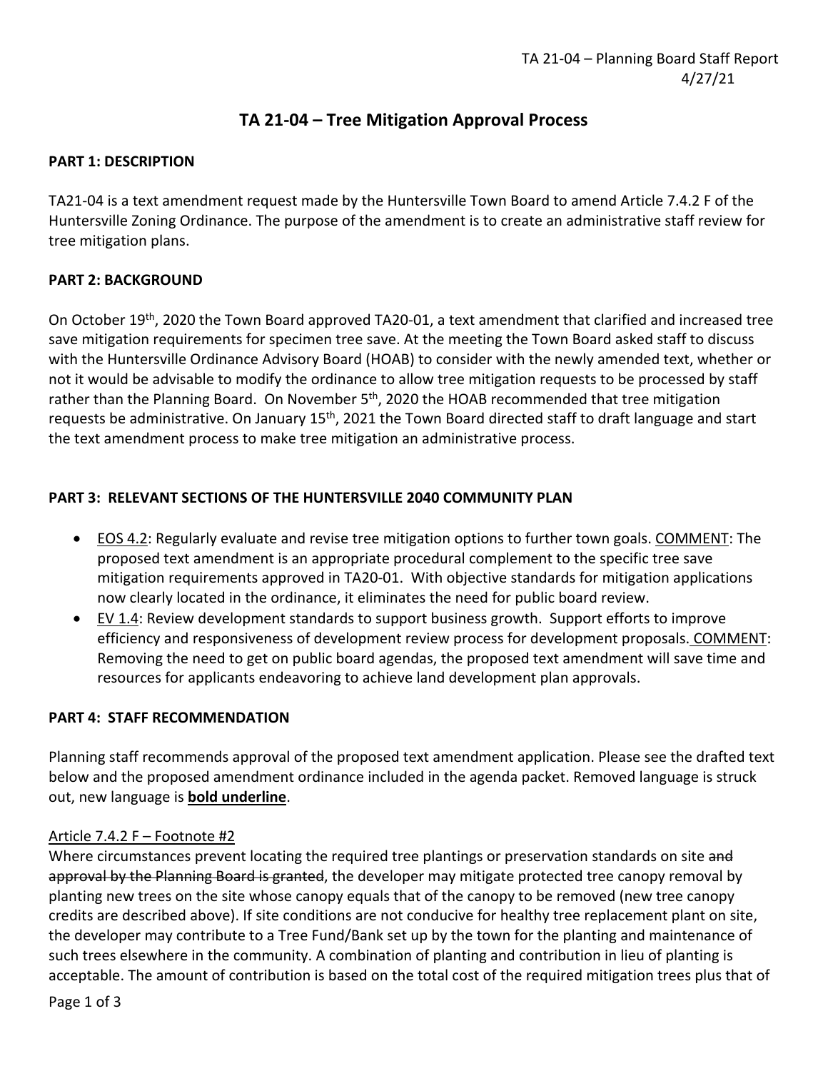# TA 21-04 – Tree Mitigation Approval Process

## PART 1: DESCRIPTION

TA21-04 is a text amendment request made by the Huntersville Town Board to amend Article 7.4.2 F of the Huntersville Zoning Ordinance. The purpose of the amendment is to create an administrative staff review for tree mitigation plans.

## PART 2: BACKGROUND

On October 19th, 2020 the Town Board approved TA20-01, a text amendment that clarified and increased tree save mitigation requirements for specimen tree save. At the meeting the Town Board asked staff to discuss with the Huntersville Ordinance Advisory Board (HOAB) to consider with the newly amended text, whether or not it would be advisable to modify the ordinance to allow tree mitigation requests to be processed by staff rather than the Planning Board. On November 5th, 2020 the HOAB recommended that tree mitigation requests be administrative. On January 15th, 2021 the Town Board directed staff to draft language and start the text amendment process to make tree mitigation an administrative process.

## PART 3: RELEVANT SECTIONS OF THE HUNTERSVILLE 2040 COMMUNITY PLAN

- <u>EOS 4.2</u>: Regularly evaluate and revise tree mitigation options to further town goals. <u>COMMENT</u>: The proposed text amendment is an appropriate procedural complement to the specific tree save mitigation requirements approved in TA20-01. With objective standards for mitigation applications now clearly located in the ordinance, it eliminates the need for public board review.
- <u>EV 1.4</u>: Review development standards to support business growth. Support efforts to improve efficiency and responsiveness of development review process for development proposals. <u>COMMENT</u>: Removing the need to get on public board agendas, the proposed text amendment will save time and resources for applicants endeavoring to achieve land development plan approvals.

## PART 4: STAFF RECOMMENDATION

Planning staff recommends approval of the proposed text amendment application. Please see the drafted text below and the proposed amendment ordinance included in the agenda packet. Removed language is struck out, new language is **<u>bold underline</u>**.

<u>Article 7.4.2 F – Footnote #2</u>

Where circumstances prevent locating the required tree plantings or preservation standards on site ~~and approval by the Planning Board is granted~~, the developer may mitigate protected tree canopy removal by planting new trees on the site whose canopy equals that of the canopy to be removed (new tree canopy credits are described above). If site conditions are not conducive for healthy tree replacement plant on site, the developer may contribute to a Tree Fund/Bank set up by the town for the planting and maintenance of such trees elsewhere in the community. A combination of planting and contribution in lieu of planting is acceptable. The amount of contribution is based on the total cost of the required mitigation trees plus that of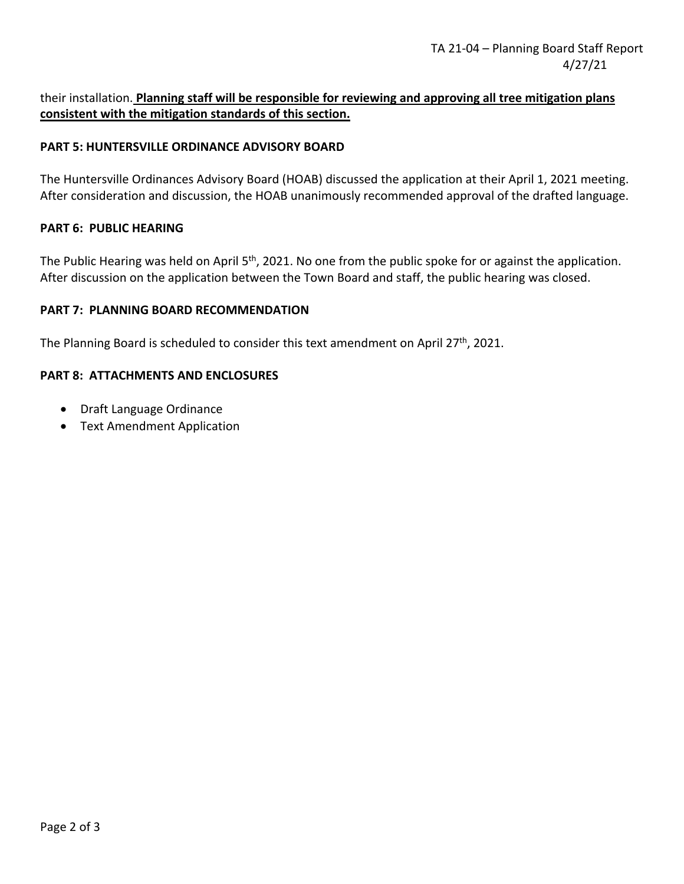their installation. **<u>Planning staff will be responsible for reviewing and approving all tree mitigation plans consistent with the mitigation standards of this section.</u>**

### PART 5: HUNTERSVILLE ORDINANCE ADVISORY BOARD

The Huntersville Ordinances Advisory Board (HOAB) discussed the application at their April 1, 2021 meeting. After consideration and discussion, the HOAB unanimously recommended approval of the drafted language.

### PART 6: PUBLIC HEARING

The Public Hearing was held on April 5th, 2021. No one from the public spoke for or against the application. After discussion on the application between the Town Board and staff, the public hearing was closed.

### PART 7: PLANNING BOARD RECOMMENDATION

The Planning Board is scheduled to consider this text amendment on April 27th, 2021.

### PART 8: ATTACHMENTS AND ENCLOSURES

- Draft Language Ordinance
- Text Amendment Application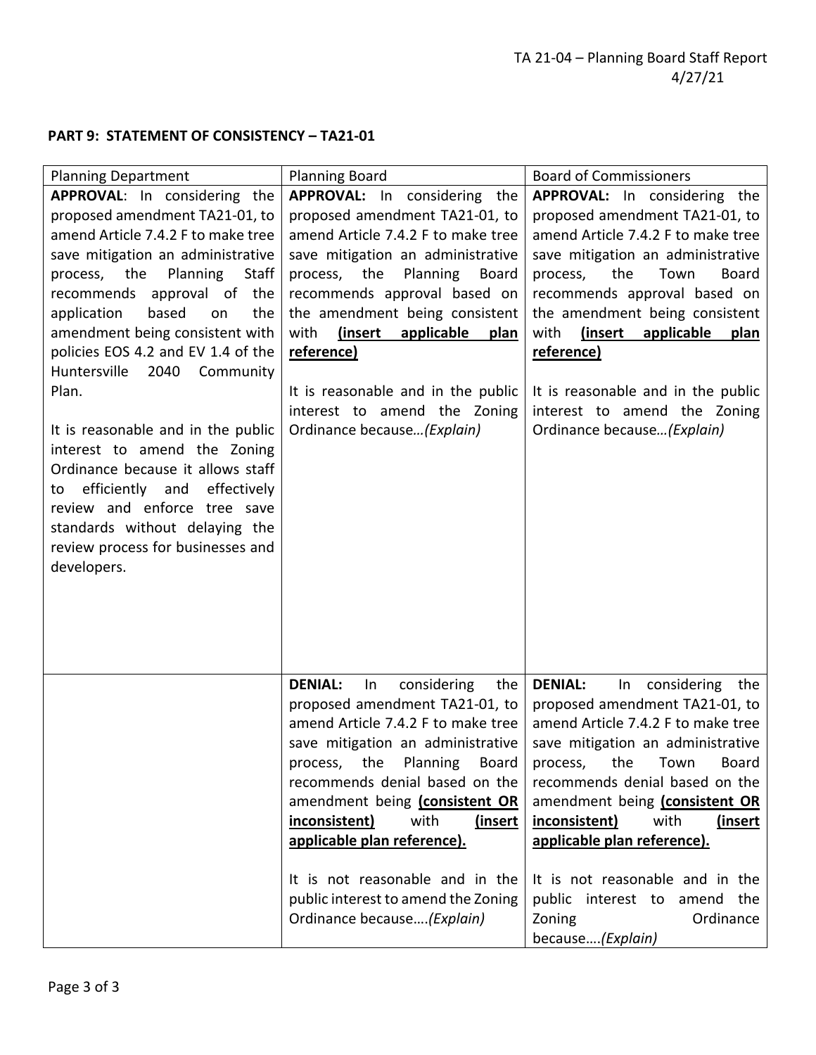## PART 9: STATEMENT OF CONSISTENCY – TA21-01

| Planning Department | Planning Board | Board of Commissioners |
|---|---|---|
| **APPROVAL**: In considering the proposed amendment TA21-01, to amend Article 7.4.2 F to make tree save mitigation an administrative process, the Planning Staff recommends approval of the application based on the amendment being consistent with policies EOS 4.2 and EV 1.4 of the Huntersville 2040 Community Plan.<br><br>It is reasonable and in the public interest to amend the Zoning Ordinance because it allows staff to efficiently and effectively review and enforce tree save standards without delaying the review process for businesses and developers. | **APPROVAL:** In considering the proposed amendment TA21-01, to amend Article 7.4.2 F to make tree save mitigation an administrative process, the Planning Board recommends approval based on the amendment being consistent with **(insert applicable plan reference)**<br><br>It is reasonable and in the public interest to amend the Zoning Ordinance because…*(Explain)* | **APPROVAL:** In considering the proposed amendment TA21-01, to amend Article 7.4.2 F to make tree save mitigation an administrative process, the Town Board recommends approval based on the amendment being consistent with **(insert applicable plan reference)**<br><br>It is reasonable and in the public interest to amend the Zoning Ordinance because…*(Explain)* |
| | **DENIAL:** In considering the proposed amendment TA21-01, to amend Article 7.4.2 F to make tree save mitigation an administrative process, the Planning Board recommends denial based on the amendment being **(consistent OR inconsistent)** with **(insert applicable plan reference).**<br><br>It is not reasonable and in the public interest to amend the Zoning Ordinance because….*(Explain)* | **DENIAL:** In considering the proposed amendment TA21-01, to amend Article 7.4.2 F to make tree save mitigation an administrative process, the Town Board recommends denial based on the amendment being **(consistent OR inconsistent)** with **(insert applicable plan reference).**<br><br>It is not reasonable and in the public interest to amend the Zoning Ordinance because….*(Explain)* |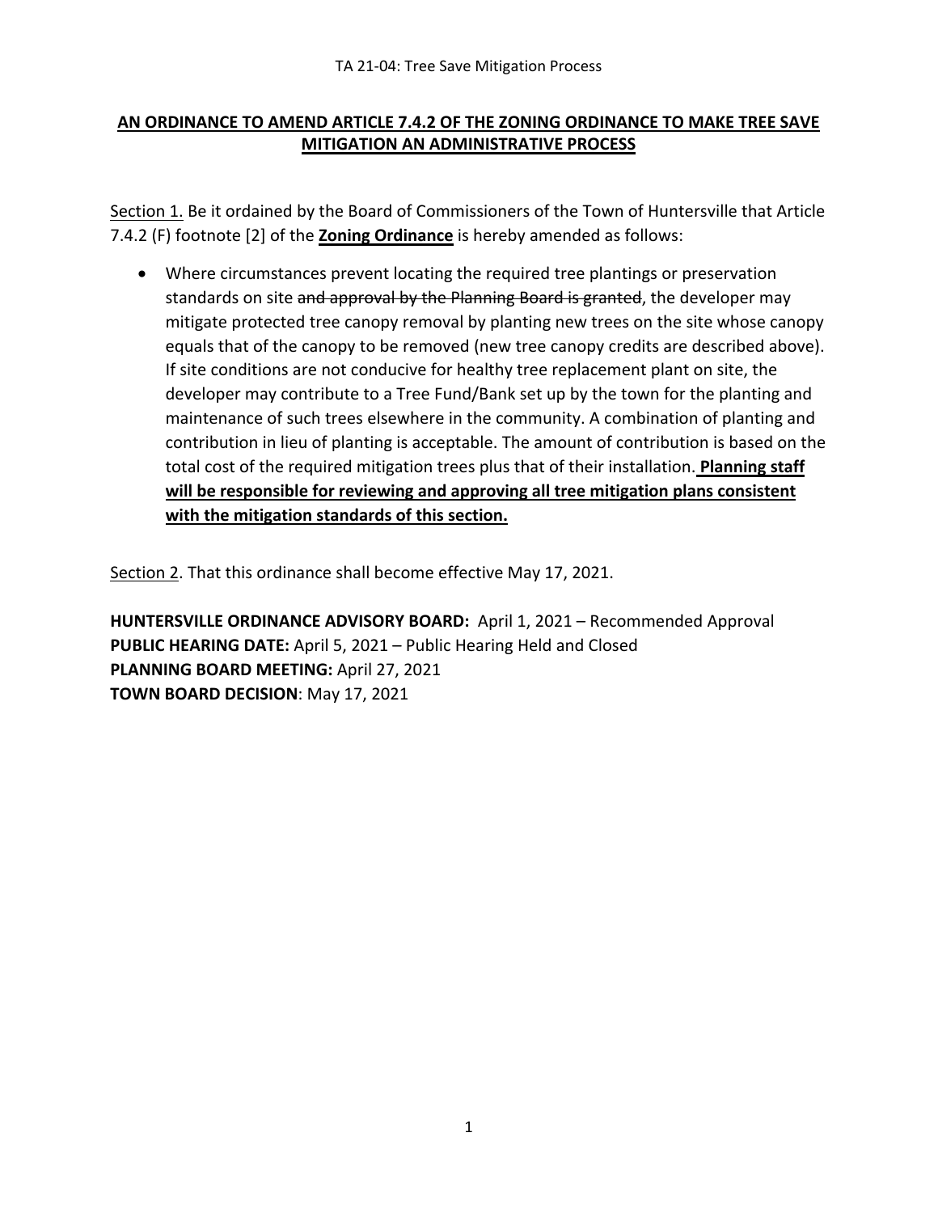TA 21-04: Tree Save Mitigation Process

**AN ORDINANCE TO AMEND ARTICLE 7.4.2 OF THE ZONING ORDINANCE TO MAKE TREE SAVE MITIGATION AN ADMINISTRATIVE PROCESS**

Section 1. Be it ordained by the Board of Commissioners of the Town of Huntersville that Article 7.4.2 (F) footnote [2] of the **Zoning Ordinance** is hereby amended as follows:

- Where circumstances prevent locating the required tree plantings or preservation standards on site ~~and approval by the Planning Board is granted~~, the developer may mitigate protected tree canopy removal by planting new trees on the site whose canopy equals that of the canopy to be removed (new tree canopy credits are described above). If site conditions are not conducive for healthy tree replacement plant on site, the developer may contribute to a Tree Fund/Bank set up by the town for the planting and maintenance of such trees elsewhere in the community. A combination of planting and contribution in lieu of planting is acceptable. The amount of contribution is based on the total cost of the required mitigation trees plus that of their installation. **Planning staff will be responsible for reviewing and approving all tree mitigation plans consistent with the mitigation standards of this section.**

Section 2. That this ordinance shall become effective May 17, 2021.

**HUNTERSVILLE ORDINANCE ADVISORY BOARD:** April 1, 2021 – Recommended Approval
**PUBLIC HEARING DATE:** April 5, 2021 – Public Hearing Held and Closed
**PLANNING BOARD MEETING:** April 27, 2021
**TOWN BOARD DECISION**: May 17, 2021